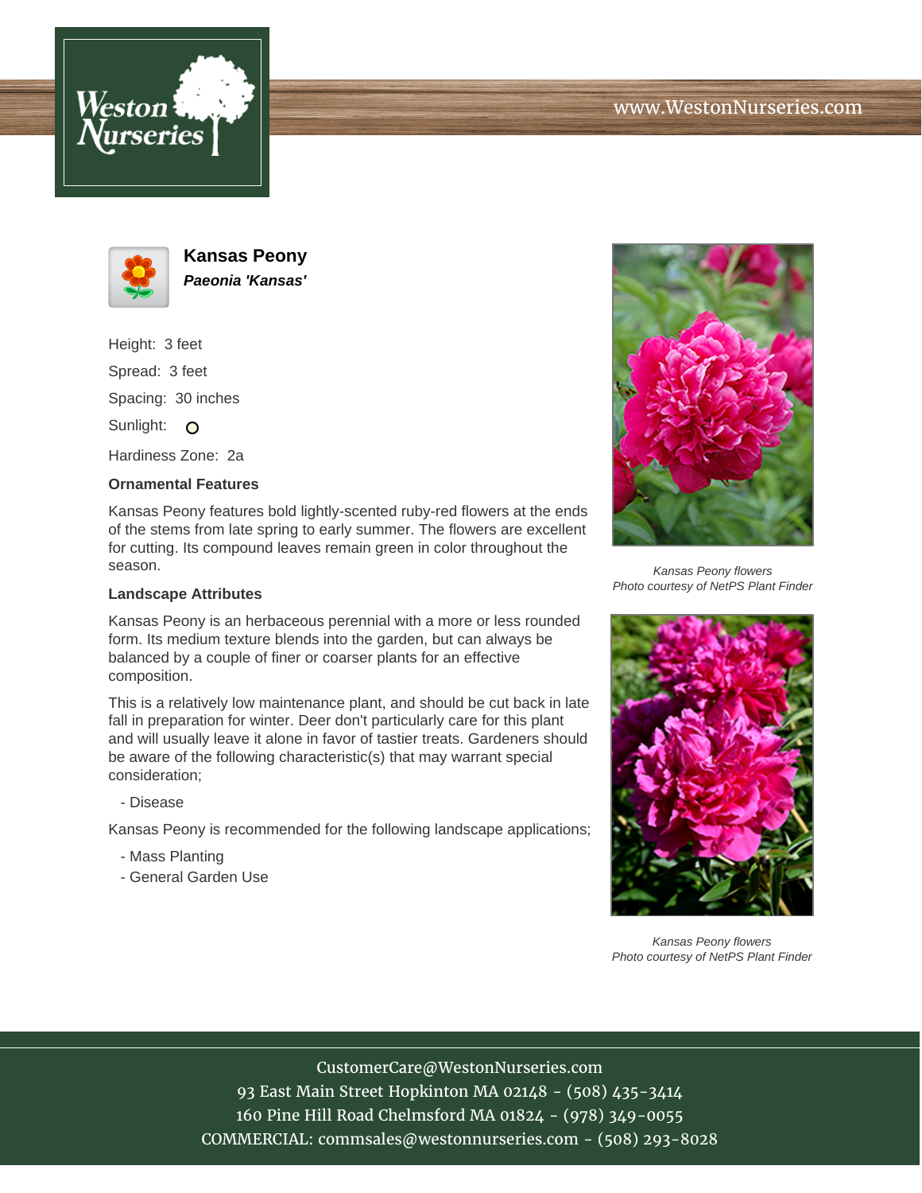# Kansas Peony

***Paeonia 'Kansas'***

Height: 3 feet

Spread: 3 feet

Spacing: 30 inches

Sunlight: O

Hardiness Zone: 2a

### Ornamental Features

Kansas Peony features bold lightly-scented ruby-red flowers at the ends of the stems from late spring to early summer. The flowers are excellent for cutting. Its compound leaves remain green in color throughout the season.

### Landscape Attributes

Kansas Peony is an herbaceous perennial with a more or less rounded form. Its medium texture blends into the garden, but can always be balanced by a couple of finer or coarser plants for an effective composition.

This is a relatively low maintenance plant, and should be cut back in late fall in preparation for winter. Deer don't particularly care for this plant and will usually leave it alone in favor of tastier treats. Gardeners should be aware of the following characteristic(s) that may warrant special consideration;

- Disease

Kansas Peony is recommended for the following landscape applications;

- Mass Planting
- General Garden Use

*Kansas Peony flowers*
*Photo courtesy of NetPS Plant Finder*

*Kansas Peony flowers*
*Photo courtesy of NetPS Plant Finder*

CustomerCare@WestonNurseries.com
93 East Main Street Hopkinton MA 02148 - (508) 435-3414
160 Pine Hill Road Chelmsford MA 01824 - (978) 349-0055
COMMERCIAL: commsales@westonnurseries.com - (508) 293-8028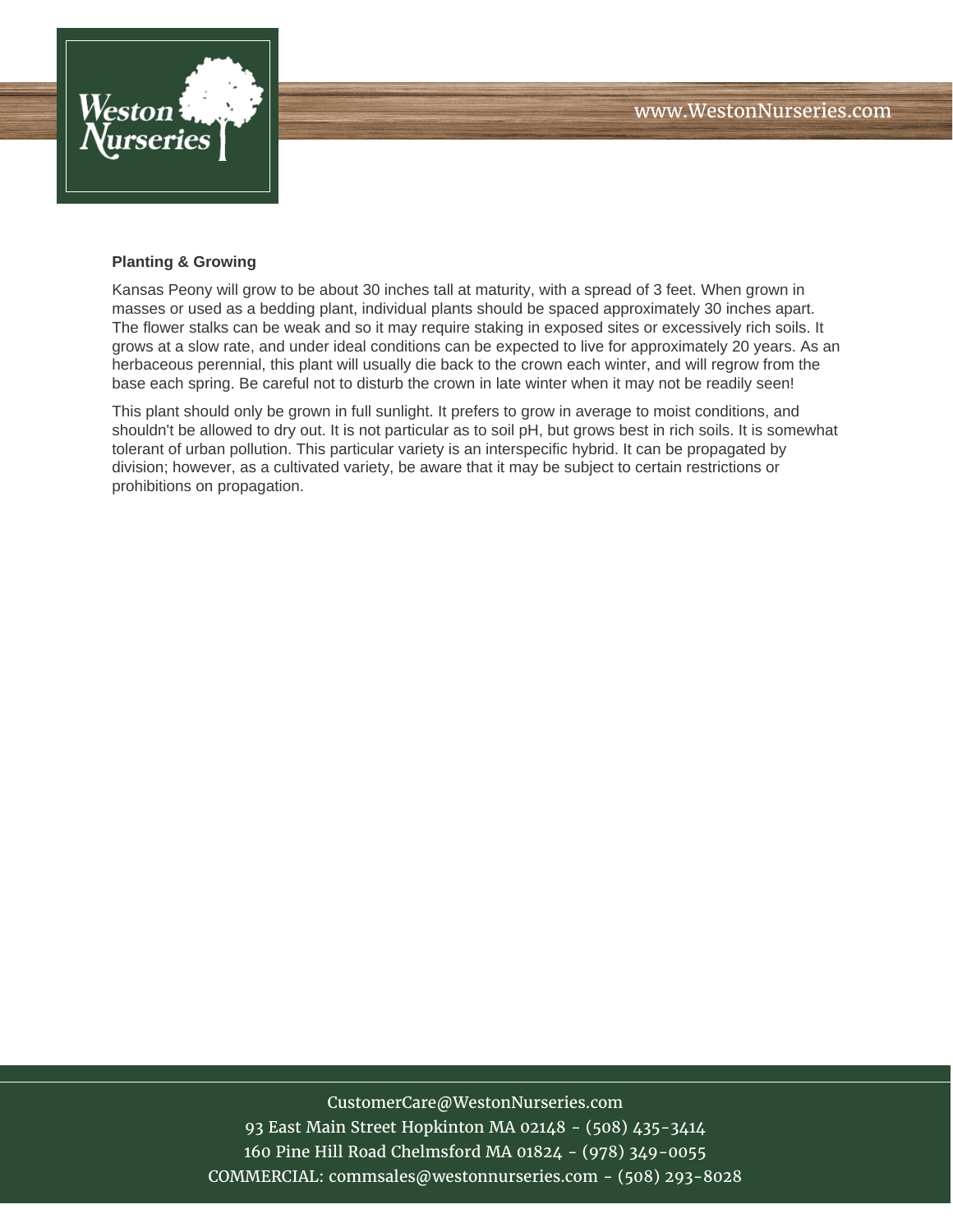## Planting & Growing

Kansas Peony will grow to be about 30 inches tall at maturity, with a spread of 3 feet. When grown in masses or used as a bedding plant, individual plants should be spaced approximately 30 inches apart. The flower stalks can be weak and so it may require staking in exposed sites or excessively rich soils. It grows at a slow rate, and under ideal conditions can be expected to live for approximately 20 years. As an herbaceous perennial, this plant will usually die back to the crown each winter, and will regrow from the base each spring. Be careful not to disturb the crown in late winter when it may not be readily seen!

This plant should only be grown in full sunlight. It prefers to grow in average to moist conditions, and shouldn't be allowed to dry out. It is not particular as to soil pH, but grows best in rich soils. It is somewhat tolerant of urban pollution. This particular variety is an interspecific hybrid. It can be propagated by division; however, as a cultivated variety, be aware that it may be subject to certain restrictions or prohibitions on propagation.